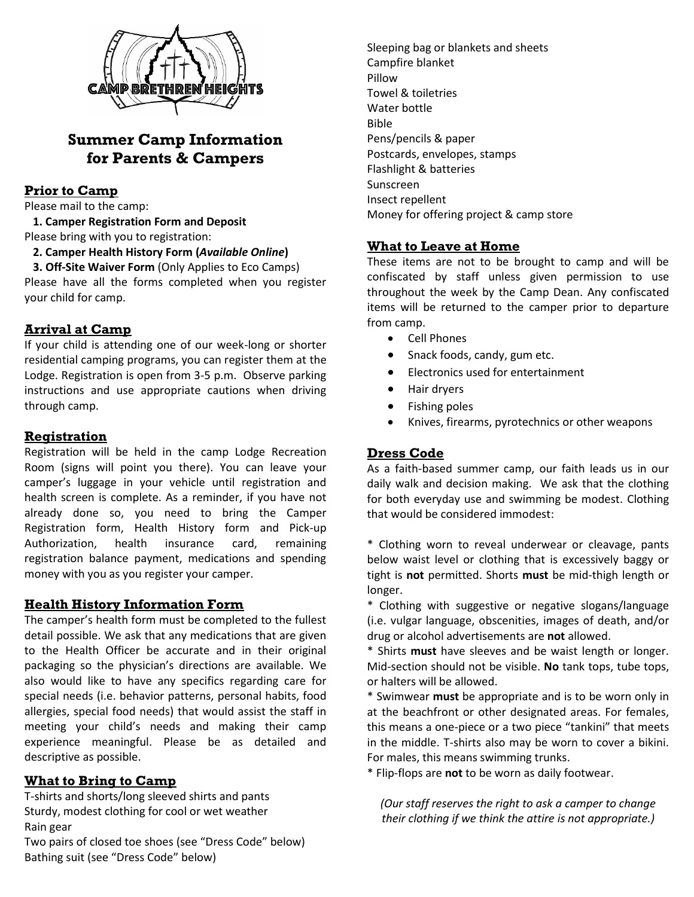CAMP BRETHREN HEIGHTS

# Summer Camp Information for Parents & Campers

## Prior to Camp

Please mail to the camp:

**1. Camper Registration Form and Deposit**

Please bring with you to registration:

**2. Camper Health History Form (*Available Online*)**

**3. Off-Site Waiver Form** (Only Applies to Eco Camps)

Please have all the forms completed when you register your child for camp.

## Arrival at Camp

If your child is attending one of our week-long or shorter residential camping programs, you can register them at the Lodge. Registration is open from 3-5 p.m. Observe parking instructions and use appropriate cautions when driving through camp.

## Registration

Registration will be held in the camp Lodge Recreation Room (signs will point you there). You can leave your camper's luggage in your vehicle until registration and health screen is complete. As a reminder, if you have not already done so, you need to bring the Camper Registration form, Health History form and Pick-up Authorization, health insurance card, remaining registration balance payment, medications and spending money with you as you register your camper.

## Health History Information Form

The camper's health form must be completed to the fullest detail possible. We ask that any medications that are given to the Health Officer be accurate and in their original packaging so the physician's directions are available. We also would like to have any specifics regarding care for special needs (i.e. behavior patterns, personal habits, food allergies, special food needs) that would assist the staff in meeting your child's needs and making their camp experience meaningful. Please be as detailed and descriptive as possible.

## What to Bring to Camp

T-shirts and shorts/long sleeved shirts and pants
Sturdy, modest clothing for cool or wet weather
Rain gear
Two pairs of closed toe shoes (see "Dress Code" below)
Bathing suit (see "Dress Code" below)
Sleeping bag or blankets and sheets
Campfire blanket
Pillow
Towel & toiletries
Water bottle
Bible
Pens/pencils & paper
Postcards, envelopes, stamps
Flashlight & batteries
Sunscreen
Insect repellent
Money for offering project & camp store

## What to Leave at Home

These items are not to be brought to camp and will be confiscated by staff unless given permission to use throughout the week by the Camp Dean. Any confiscated items will be returned to the camper prior to departure from camp.

- Cell Phones
- Snack foods, candy, gum etc.
- Electronics used for entertainment
- Hair dryers
- Fishing poles
- Knives, firearms, pyrotechnics or other weapons

## Dress Code

As a faith-based summer camp, our faith leads us in our daily walk and decision making. We ask that the clothing for both everyday use and swimming be modest. Clothing that would be considered immodest:

* Clothing worn to reveal underwear or cleavage, pants below waist level or clothing that is excessively baggy or tight is **not** permitted. Shorts **must** be mid-thigh length or longer.

* Clothing with suggestive or negative slogans/language (i.e. vulgar language, obscenities, images of death, and/or drug or alcohol advertisements are **not** allowed.

* Shirts **must** have sleeves and be waist length or longer. Mid-section should not be visible. **No** tank tops, tube tops, or halters will be allowed.

* Swimwear **must** be appropriate and is to be worn only in at the beachfront or other designated areas. For females, this means a one-piece or a two piece "tankini" that meets in the middle. T-shirts also may be worn to cover a bikini. For males, this means swimming trunks.

* Flip-flops are **not** to be worn as daily footwear.

*(Our staff reserves the right to ask a camper to change their clothing if we think the attire is not appropriate.)*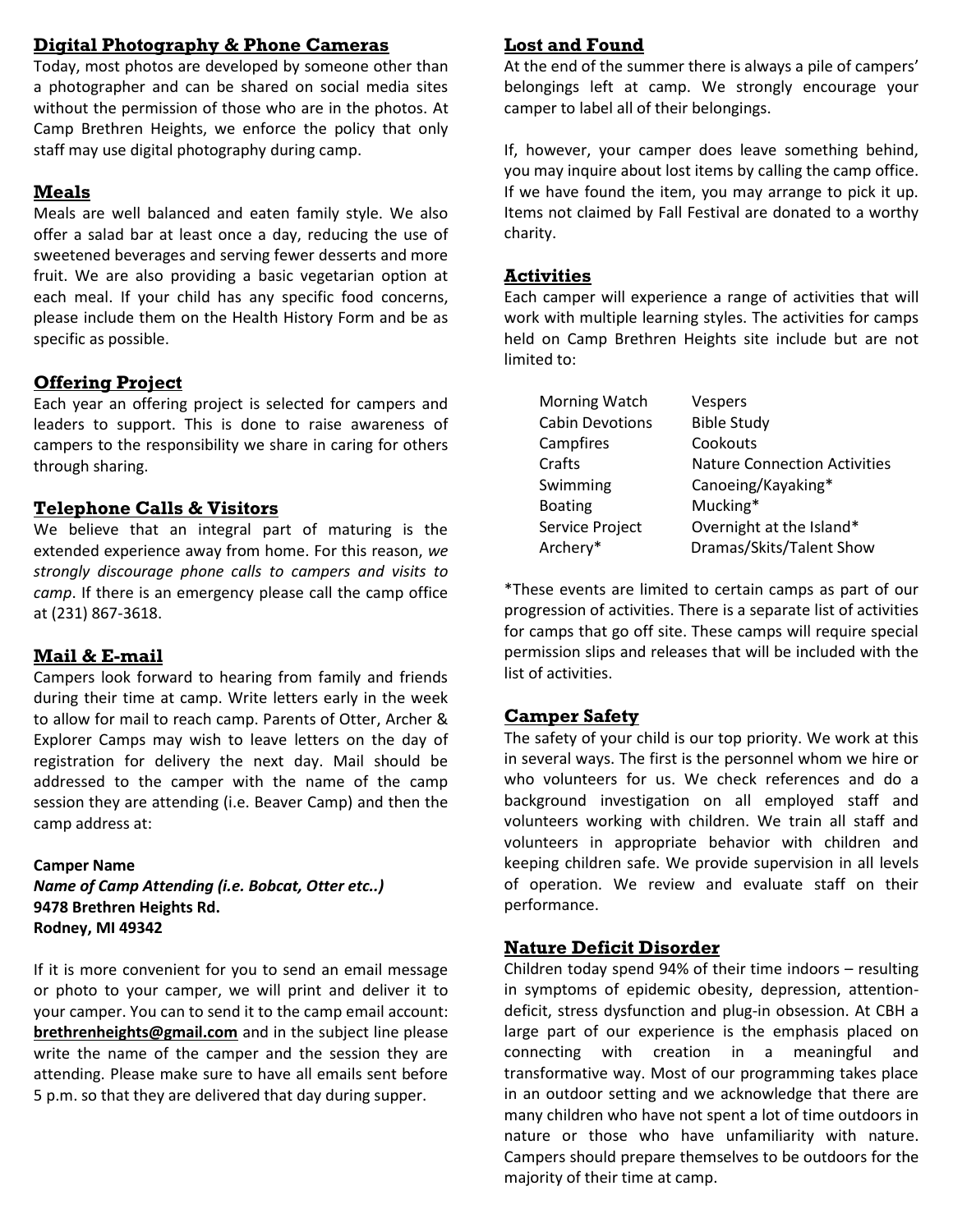## Digital Photography & Phone Cameras

Today, most photos are developed by someone other than a photographer and can be shared on social media sites without the permission of those who are in the photos. At Camp Brethren Heights, we enforce the policy that only staff may use digital photography during camp.

## Meals

Meals are well balanced and eaten family style. We also offer a salad bar at least once a day, reducing the use of sweetened beverages and serving fewer desserts and more fruit. We are also providing a basic vegetarian option at each meal. If your child has any specific food concerns, please include them on the Health History Form and be as specific as possible.

## Offering Project

Each year an offering project is selected for campers and leaders to support. This is done to raise awareness of campers to the responsibility we share in caring for others through sharing.

## Telephone Calls & Visitors

We believe that an integral part of maturing is the extended experience away from home. For this reason, *we strongly discourage phone calls to campers and visits to camp*. If there is an emergency please call the camp office at (231) 867-3618.

## Mail & E-mail

Campers look forward to hearing from family and friends during their time at camp. Write letters early in the week to allow for mail to reach camp. Parents of Otter, Archer & Explorer Camps may wish to leave letters on the day of registration for delivery the next day. Mail should be addressed to the camper with the name of the camp session they are attending (i.e. Beaver Camp) and then the camp address at:

**Camper Name**
***Name of Camp Attending (i.e. Bobcat, Otter etc..)***
**9478 Brethren Heights Rd.**
**Rodney, MI 49342**

If it is more convenient for you to send an email message or photo to your camper, we will print and deliver it to your camper. You can to send it to the camp email account: **brethrenheights@gmail.com** and in the subject line please write the name of the camper and the session they are attending. Please make sure to have all emails sent before 5 p.m. so that they are delivered that day during supper.

## Lost and Found

At the end of the summer there is always a pile of campers' belongings left at camp. We strongly encourage your camper to label all of their belongings.

If, however, your camper does leave something behind, you may inquire about lost items by calling the camp office. If we have found the item, you may arrange to pick it up. Items not claimed by Fall Festival are donated to a worthy charity.

## Activities

Each camper will experience a range of activities that will work with multiple learning styles. The activities for camps held on Camp Brethren Heights site include but are not limited to:

| | |
|---|---|
| Morning Watch | Vespers |
| Cabin Devotions | Bible Study |
| Campfires | Cookouts |
| Crafts | Nature Connection Activities |
| Swimming | Canoeing/Kayaking* |
| Boating | Mucking* |
| Service Project | Overnight at the Island* |
| Archery* | Dramas/Skits/Talent Show |

*These events are limited to certain camps as part of our progression of activities. There is a separate list of activities for camps that go off site. These camps will require special permission slips and releases that will be included with the list of activities.

## Camper Safety

The safety of your child is our top priority. We work at this in several ways. The first is the personnel whom we hire or who volunteers for us. We check references and do a background investigation on all employed staff and volunteers working with children. We train all staff and volunteers in appropriate behavior with children and keeping children safe. We provide supervision in all levels of operation. We review and evaluate staff on their performance.

## Nature Deficit Disorder

Children today spend 94% of their time indoors – resulting in symptoms of epidemic obesity, depression, attention-deficit, stress dysfunction and plug-in obsession. At CBH a large part of our experience is the emphasis placed on connecting with creation in a meaningful and transformative way. Most of our programming takes place in an outdoor setting and we acknowledge that there are many children who have not spent a lot of time outdoors in nature or those who have unfamiliarity with nature. Campers should prepare themselves to be outdoors for the majority of their time at camp.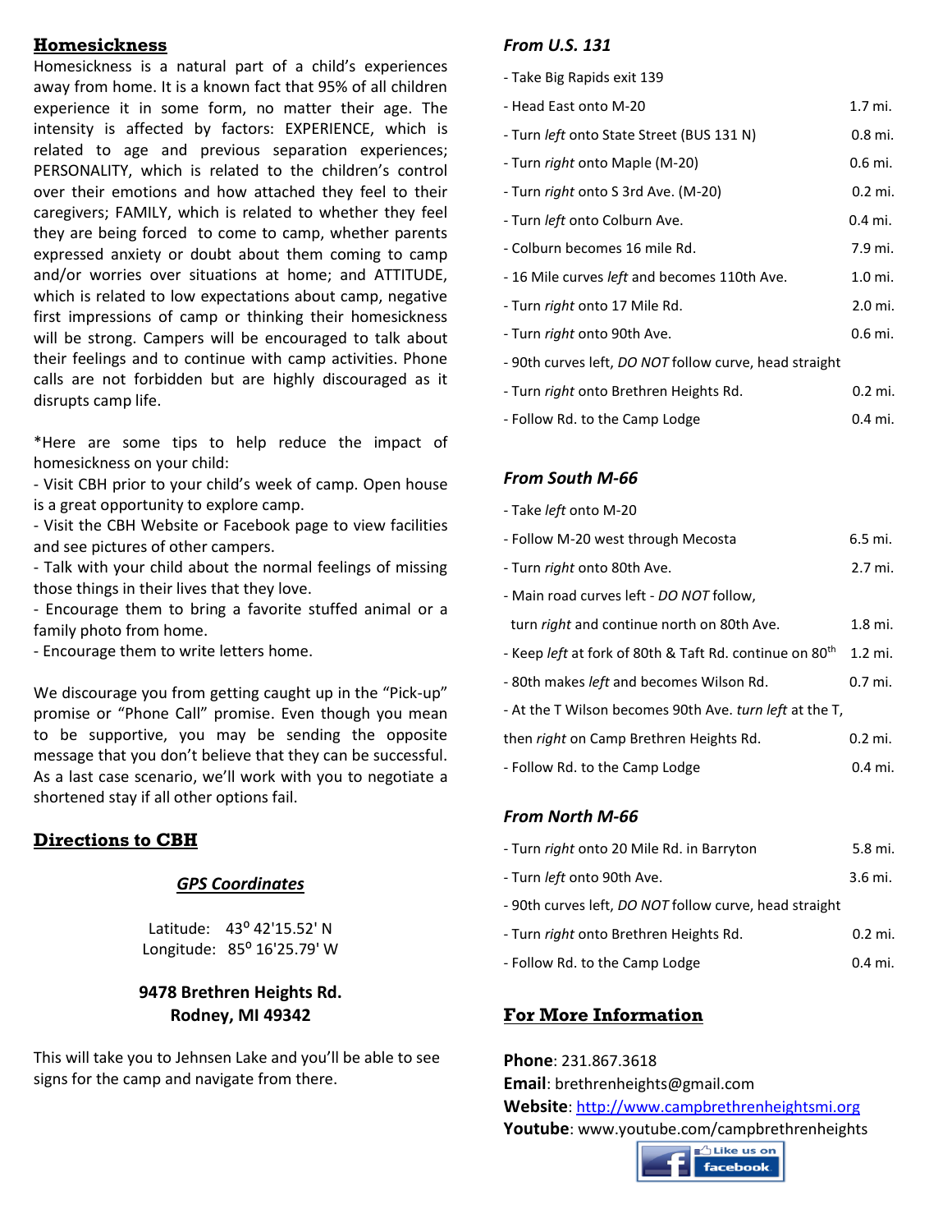## Homesickness

Homesickness is a natural part of a child's experiences away from home. It is a known fact that 95% of all children experience it in some form, no matter their age. The intensity is affected by factors: EXPERIENCE, which is related to age and previous separation experiences; PERSONALITY, which is related to the children's control over their emotions and how attached they feel to their caregivers; FAMILY, which is related to whether they feel they are being forced to come to camp, whether parents expressed anxiety or doubt about them coming to camp and/or worries over situations at home; and ATTITUDE, which is related to low expectations about camp, negative first impressions of camp or thinking their homesickness will be strong. Campers will be encouraged to talk about their feelings and to continue with camp activities. Phone calls are not forbidden but are highly discouraged as it disrupts camp life.

*Here are some tips to help reduce the impact of homesickness on your child:
- Visit CBH prior to your child's week of camp. Open house is a great opportunity to explore camp.
- Visit the CBH Website or Facebook page to view facilities and see pictures of other campers.
- Talk with your child about the normal feelings of missing those things in their lives that they love.
- Encourage them to bring a favorite stuffed animal or a family photo from home.
- Encourage them to write letters home.

We discourage you from getting caught up in the "Pick-up" promise or "Phone Call" promise. Even though you mean to be supportive, you may be sending the opposite message that you don't believe that they can be successful. As a last case scenario, we'll work with you to negotiate a shortened stay if all other options fail.

## Directions to CBH

### *GPS Coordinates*

Latitude: 43° 42'15.52' N
Longitude: 85° 16'25.79' W

**9478 Brethren Heights Rd.**
**Rodney, MI 49342**

This will take you to Jehnsen Lake and you'll be able to see signs for the camp and navigate from there.

### *From U.S. 131*

| | |
|---|---|
| - Take Big Rapids exit 139 | |
| - Head East onto M-20 | 1.7 mi. |
| - Turn *left* onto State Street (BUS 131 N) | 0.8 mi. |
| - Turn *right* onto Maple (M-20) | 0.6 mi. |
| - Turn *right* onto S 3rd Ave. (M-20) | 0.2 mi. |
| - Turn *left* onto Colburn Ave. | 0.4 mi. |
| - Colburn becomes 16 mile Rd. | 7.9 mi. |
| - 16 Mile curves *left* and becomes 110th Ave. | 1.0 mi. |
| - Turn *right* onto 17 Mile Rd. | 2.0 mi. |
| - Turn *right* onto 90th Ave. | 0.6 mi. |
| - 90th curves left, *DO NOT* follow curve, head straight | |
| - Turn *right* onto Brethren Heights Rd. | 0.2 mi. |
| - Follow Rd. to the Camp Lodge | 0.4 mi. |

### *From South M-66*

| | |
|---|---|
| - Take *left* onto M-20 | |
| - Follow M-20 west through Mecosta | 6.5 mi. |
| - Turn *right* onto 80th Ave. | 2.7 mi. |
| - Main road curves left - *DO NOT* follow, turn *right* and continue north on 80th Ave. | 1.8 mi. |
| - Keep *left* at fork of 80th & Taft Rd. continue on 80th | 1.2 mi. |
| - 80th makes *left* and becomes Wilson Rd. | 0.7 mi. |
| - At the T Wilson becomes 90th Ave. *turn left* at the T, then *right* on Camp Brethren Heights Rd. | 0.2 mi. |
| - Follow Rd. to the Camp Lodge | 0.4 mi. |

### *From North M-66*

| | |
|---|---|
| - Turn *right* onto 20 Mile Rd. in Barryton | 5.8 mi. |
| - Turn *left* onto 90th Ave. | 3.6 mi. |
| - 90th curves left, *DO NOT* follow curve, head straight | |
| - Turn *right* onto Brethren Heights Rd. | 0.2 mi. |
| - Follow Rd. to the Camp Lodge | 0.4 mi. |

## For More Information

**Phone**: 231.867.3618
**Email**: brethrenheights@gmail.com
**Website**: http://www.campbrethrenheightsmi.org
**Youtube**: www.youtube.com/campbrethrenheights

Like us on facebook